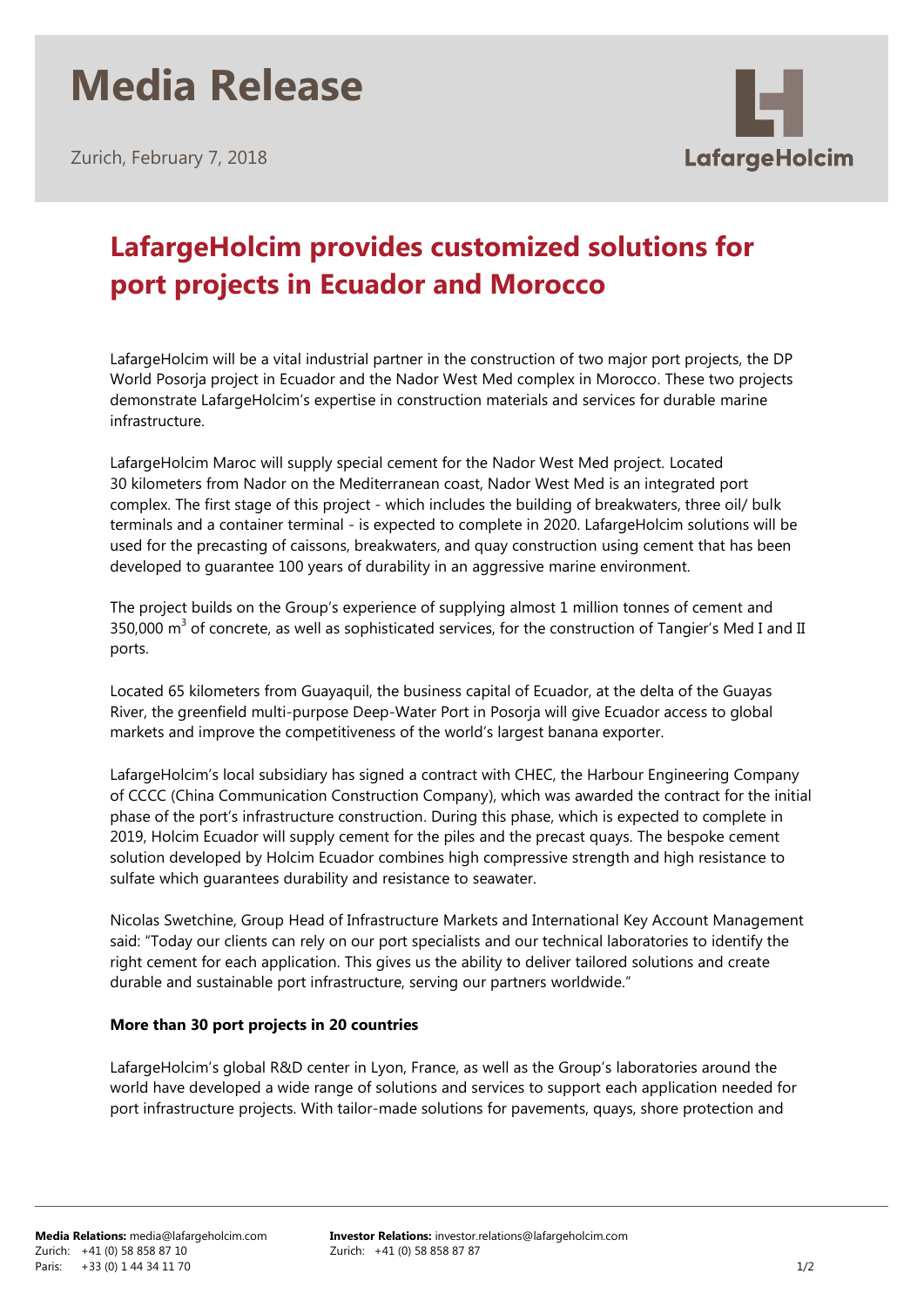# Media Release

Zurich, February 7, 2018

## LafargeHolcim provides customized solutions for port projects in Ecuador and Morocco

LafargeHolcim will be a vital industrial partner in the construction of two major port projects, the DP World Posorja project in Ecuador and the Nador West Med complex in Morocco. These two projects demonstrate LafargeHolcim's expertise in construction materials and services for durable marine infrastructure.

LafargeHolcim Maroc will supply special cement for the Nador West Med project. Located 30 kilometers from Nador on the Mediterranean coast, Nador West Med is an integrated port complex. The first stage of this project - which includes the building of breakwaters, three oil/ bulk terminals and a container terminal - is expected to complete in 2020. LafargeHolcim solutions will be used for the precasting of caissons, breakwaters, and quay construction using cement that has been developed to guarantee 100 years of durability in an aggressive marine environment.

The project builds on the Group's experience of supplying almost 1 million tonnes of cement and 350,000 $m^3$ of concrete, as well as sophisticated services, for the construction of Tangier's Med I and II ports.

Located 65 kilometers from Guayaquil, the business capital of Ecuador, at the delta of the Guayas River, the greenfield multi-purpose Deep-Water Port in Posorja will give Ecuador access to global markets and improve the competitiveness of the world's largest banana exporter.

LafargeHolcim's local subsidiary has signed a contract with CHEC, the Harbour Engineering Company of CCCC (China Communication Construction Company), which was awarded the contract for the initial phase of the port's infrastructure construction. During this phase, which is expected to complete in 2019, Holcim Ecuador will supply cement for the piles and the precast quays. The bespoke cement solution developed by Holcim Ecuador combines high compressive strength and high resistance to sulfate which guarantees durability and resistance to seawater.

Nicolas Swetchine, Group Head of Infrastructure Markets and International Key Account Management said: "Today our clients can rely on our port specialists and our technical laboratories to identify the right cement for each application. This gives us the ability to deliver tailored solutions and create durable and sustainable port infrastructure, serving our partners worldwide."

**More than 30 port projects in 20 countries**

LafargeHolcim's global R&D center in Lyon, France, as well as the Group's laboratories around the world have developed a wide range of solutions and services to support each application needed for port infrastructure projects. With tailor-made solutions for pavements, quays, shore protection and

**Media Relations:** media@lafargeholcim.com
Zurich: +41 (0) 58 858 87 10
Paris: +33 (0) 1 44 34 11 70

**Investor Relations:** investor.relations@lafargeholcim.com
Zurich: +41 (0) 58 858 87 87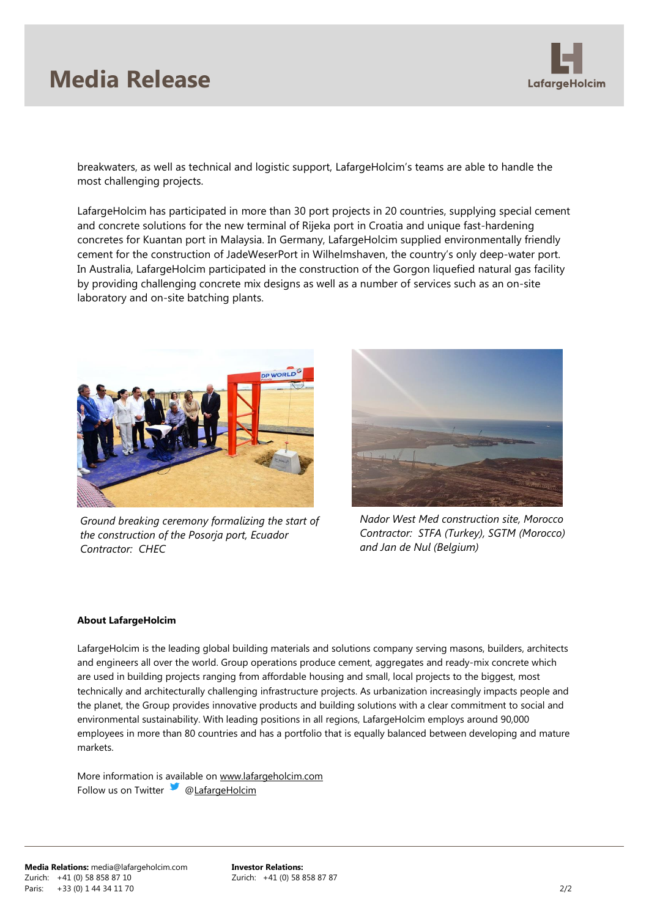breakwaters, as well as technical and logistic support, LafargeHolcim's teams are able to handle the most challenging projects.

LafargeHolcim has participated in more than 30 port projects in 20 countries, supplying special cement and concrete solutions for the new terminal of Rijeka port in Croatia and unique fast-hardening concretes for Kuantan port in Malaysia. In Germany, LafargeHolcim supplied environmentally friendly cement for the construction of JadeWeserPort in Wilhelmshaven, the country's only deep-water port. In Australia, LafargeHolcim participated in the construction of the Gorgon liquefied natural gas facility by providing challenging concrete mix designs as well as a number of services such as an on-site laboratory and on-site batching plants.

*Ground breaking ceremony formalizing the start of the construction of the Posorja port, Ecuador*
*Contractor: CHEC*

*Nador West Med construction site, Morocco*
*Contractor: STFA (Turkey), SGTM (Morocco) and Jan de Nul (Belgium)*

**About LafargeHolcim**

LafargeHolcim is the leading global building materials and solutions company serving masons, builders, architects and engineers all over the world. Group operations produce cement, aggregates and ready-mix concrete which are used in building projects ranging from affordable housing and small, local projects to the biggest, most technically and architecturally challenging infrastructure projects. As urbanization increasingly impacts people and the planet, the Group provides innovative products and building solutions with a clear commitment to social and environmental sustainability. With leading positions in all regions, LafargeHolcim employs around 90,000 employees in more than 80 countries and has a portfolio that is equally balanced between developing and mature markets.

More information is available on www.lafargeholcim.com
Follow us on Twitter @LafargeHolcim

**Media Relations:** media@lafargeholcim.com
Zurich: +41 (0) 58 858 87 10
Paris: +33 (0) 1 44 34 11 70

**Investor Relations:**
Zurich: +41 (0) 58 858 87 87